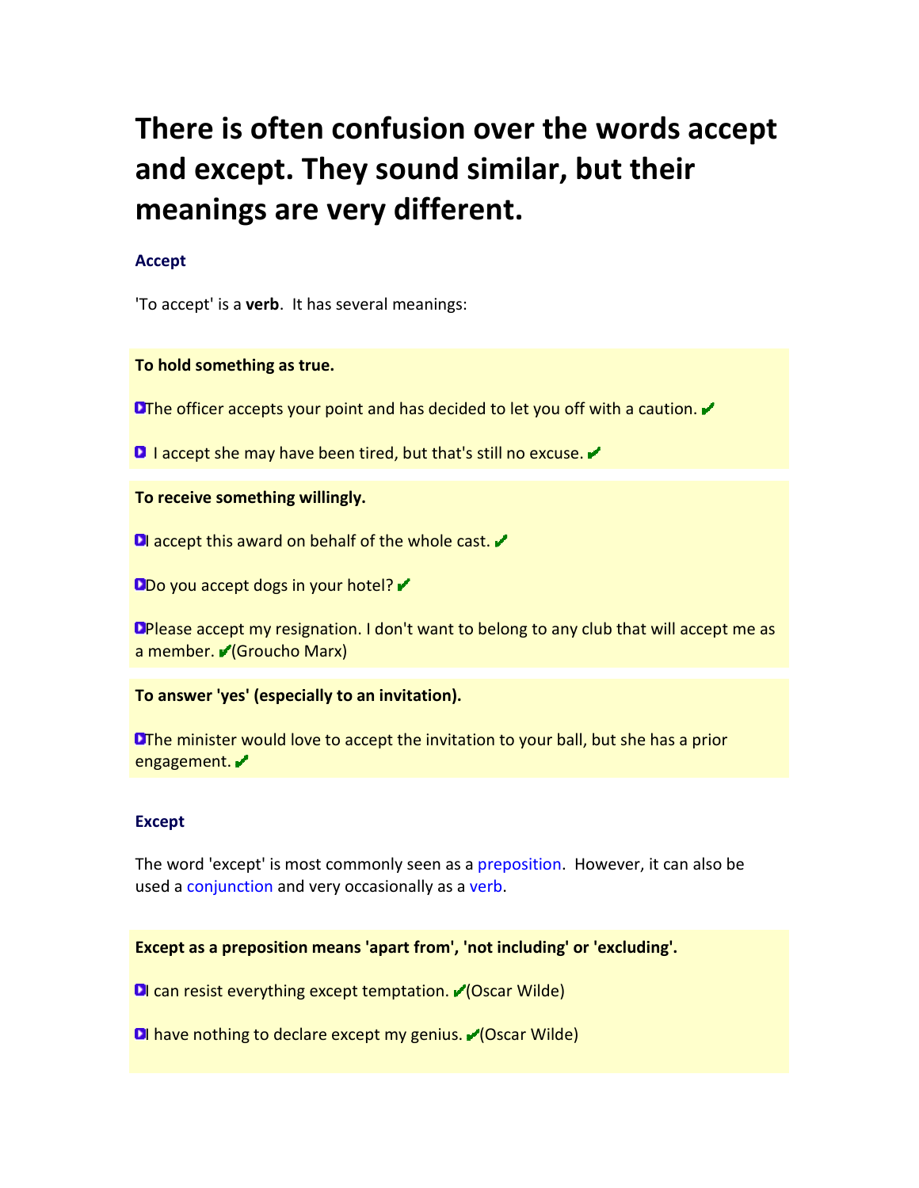# There is often confusion over the words accept and except. They sound similar, but their meanings are very different.

### Accept

'To accept' is a **verb**. It has several meanings:

**To hold something as true.**

- The officer accepts your point and has decided to let you off with a caution. ✔
- I accept she may have been tired, but that's still no excuse. ✔

**To receive something willingly.**

- I accept this award on behalf of the whole cast. ✔
- Do you accept dogs in your hotel? ✔
- Please accept my resignation. I don't want to belong to any club that will accept me as a member. ✔(Groucho Marx)

**To answer 'yes' (especially to an invitation).**

- The minister would love to accept the invitation to your ball, but she has a prior engagement. ✔

### Except

The word 'except' is most commonly seen as a preposition. However, it can also be used a conjunction and very occasionally as a verb.

**Except as a preposition means 'apart from', 'not including' or 'excluding'.**

- I can resist everything except temptation. ✔(Oscar Wilde)
- I have nothing to declare except my genius. ✔(Oscar Wilde)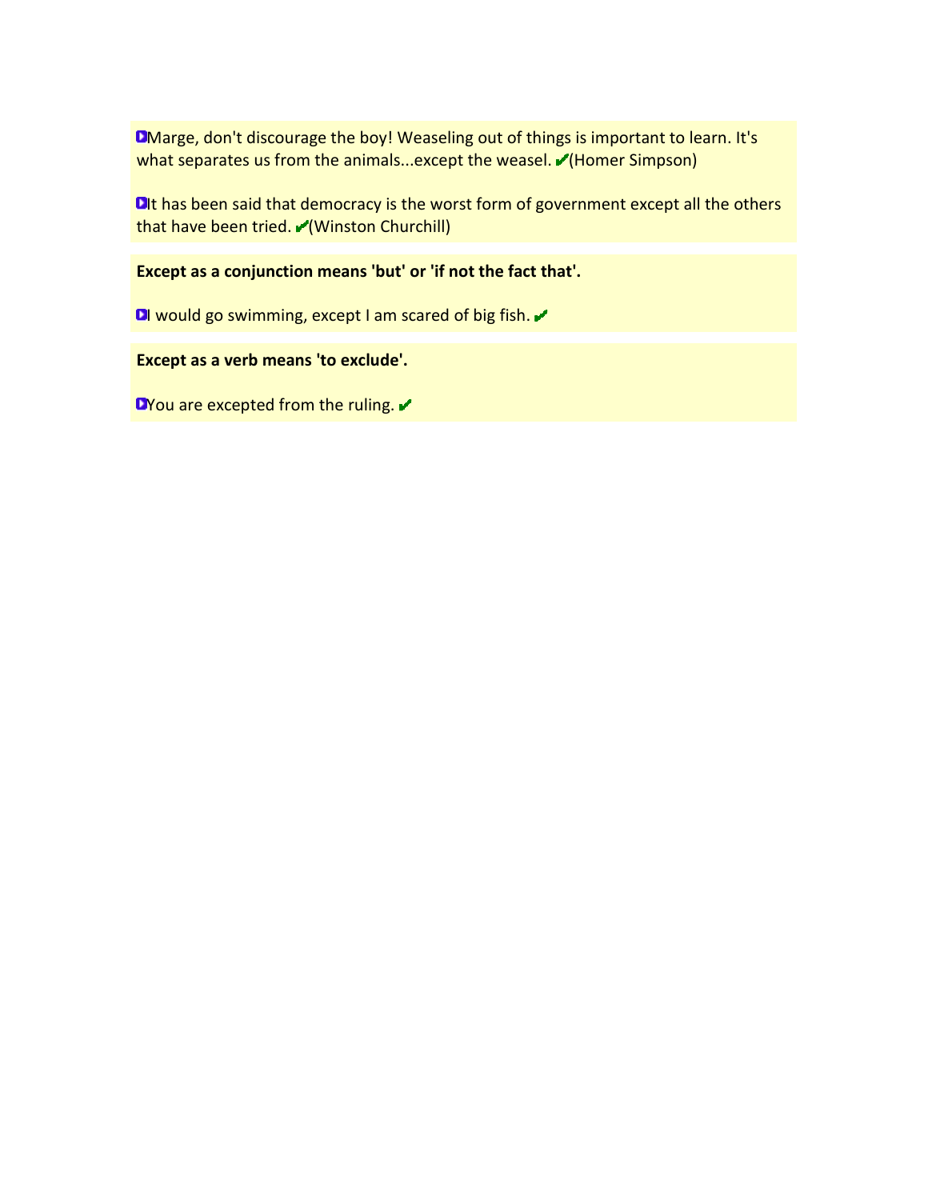Marge, don't discourage the boy! Weaseling out of things is important to learn. It's what separates us from the animals...except the weasel. ✔(Homer Simpson)

It has been said that democracy is the worst form of government except all the others that have been tried. ✔(Winston Churchill)

**Except as a conjunction means 'but' or 'if not the fact that'.**

I would go swimming, except I am scared of big fish. ✔

**Except as a verb means 'to exclude'.**

You are excepted from the ruling. ✔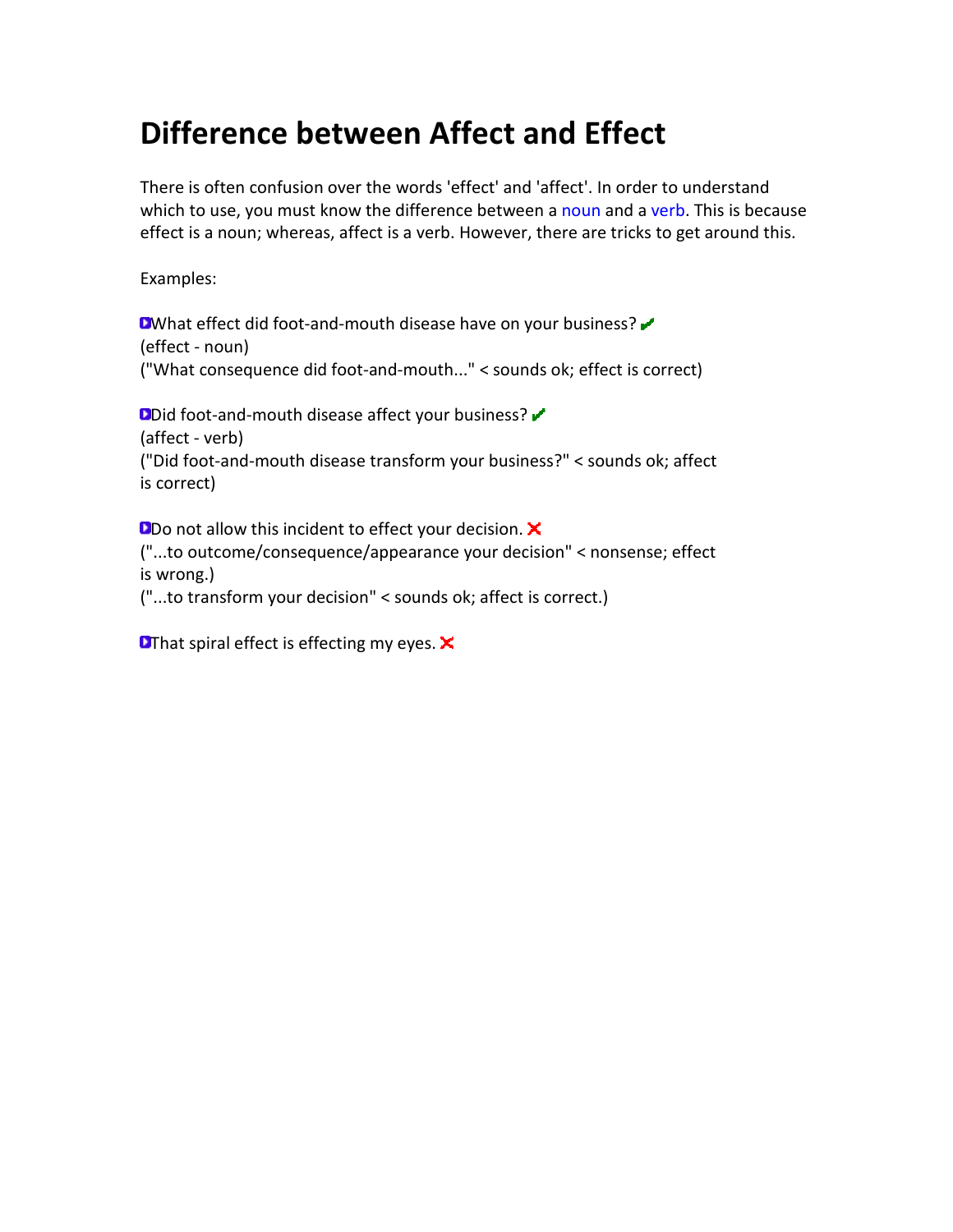# Difference between Affect and Effect

There is often confusion over the words 'effect' and 'affect'. In order to understand which to use, you must know the difference between a noun and a verb. This is because effect is a noun; whereas, affect is a verb. However, there are tricks to get around this.

Examples:

What effect did foot-and-mouth disease have on your business? ✔
(effect - noun)
("What consequence did foot-and-mouth..." < sounds ok; effect is correct)

Did foot-and-mouth disease affect your business? ✔
(affect - verb)
("Did foot-and-mouth disease transform your business?" < sounds ok; affect is correct)

Do not allow this incident to effect your decision. ✘
("...to outcome/consequence/appearance your decision" < nonsense; effect is wrong.)
("...to transform your decision" < sounds ok; affect is correct.)

That spiral effect is effecting my eyes. ✘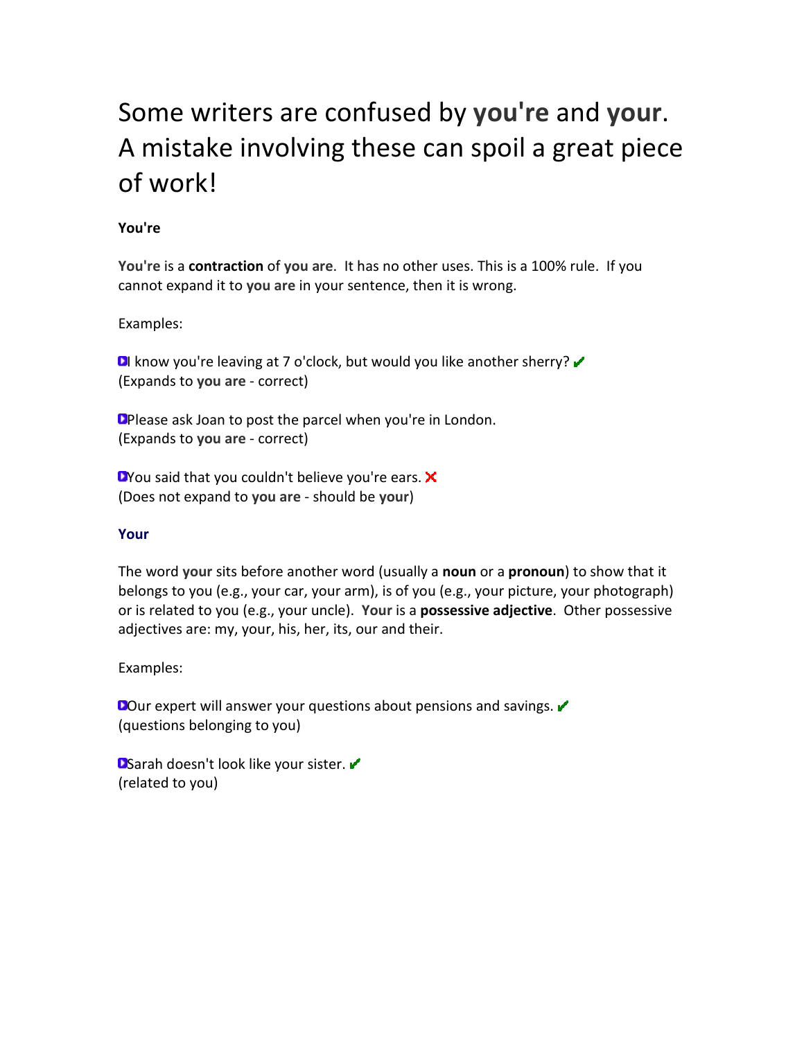# Some writers are confused by **you're** and **your**. A mistake involving these can spoil a great piece of work!

**You're**

**You're** is a **contraction** of **you are**. It has no other uses. This is a 100% rule. If you cannot expand it to **you are** in your sentence, then it is wrong.

Examples:

- I know you're leaving at 7 o'clock, but would you like another sherry? ✔
(Expands to **you are** - correct)

- Please ask Joan to post the parcel when you're in London.
(Expands to **you are** - correct)

- You said that you couldn't believe you're ears. ✘
(Does not expand to **you are** - should be **your**)

**Your**

The word **your** sits before another word (usually a **noun** or a **pronoun**) to show that it belongs to you (e.g., your car, your arm), is of you (e.g., your picture, your photograph) or is related to you (e.g., your uncle). **Your** is a **possessive adjective**. Other possessive adjectives are: my, your, his, her, its, our and their.

Examples:

- Our expert will answer your questions about pensions and savings. ✔
(questions belonging to you)

- Sarah doesn't look like your sister. ✔
(related to you)